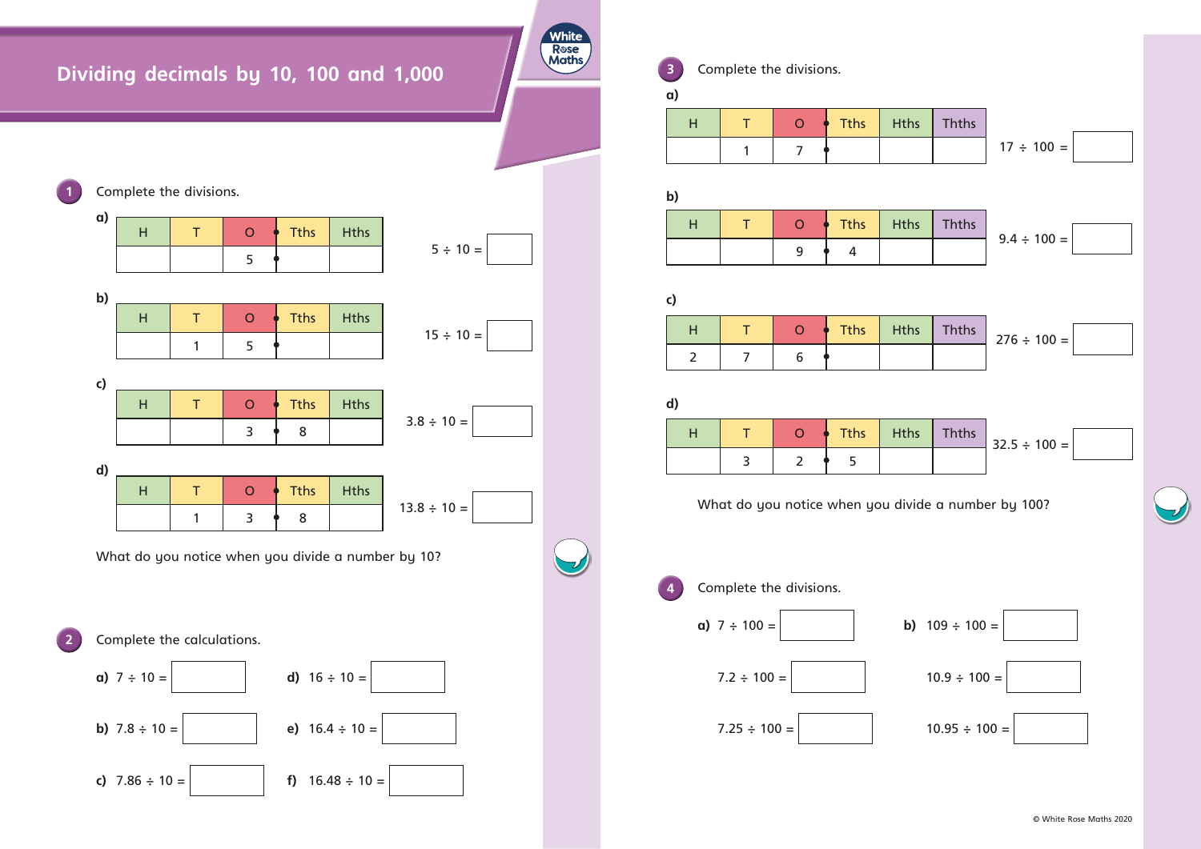# Dividing decimals by 10, 100 and 1,000

**1** Complete the divisions.

**a)**

| H | T | O | Tths | Hths |
|---|---|---|---|---|
| | | 5 | | |

5 ÷ 10 = ☐

**b)**

| H | T | O | Tths | Hths |
|---|---|---|---|---|
| | 1 | 5 | | |

15 ÷ 10 = ☐

**c)**

| H | T | O | Tths | Hths |
|---|---|---|---|---|
| | | 3 | 8 | |

3.8 ÷ 10 = ☐

**d)**

| H | T | O | Tths | Hths |
|---|---|---|---|---|
| | 1 | 3 | 8 | |

13.8 ÷ 10 = ☐

What do you notice when you divide a number by 10?

**2** Complete the calculations.

**a)** 7 ÷ 10 = ☐

**b)** 7.8 ÷ 10 = ☐

**c)** 7.86 ÷ 10 = ☐

**d)** 16 ÷ 10 = ☐

**e)** 16.4 ÷ 10 = ☐

**f)** 16.48 ÷ 10 = ☐

**3** Complete the divisions.

**a)**

| H | T | O | Tths | Hths | Thths |
|---|---|---|---|---|---|
| | 1 | 7 | | | |

17 ÷ 100 = ☐

**b)**

| H | T | O | Tths | Hths | Thths |
|---|---|---|---|---|---|
| | | 9 | 4 | | |

9.4 ÷ 100 = ☐

**c)**

| H | T | O | Tths | Hths | Thths |
|---|---|---|---|---|---|
| 2 | 7 | 6 | | | |

276 ÷ 100 = ☐

**d)**

| H | T | O | Tths | Hths | Thths |
|---|---|---|---|---|---|
| | 3 | 2 | 5 | | |

32.5 ÷ 100 = ☐

What do you notice when you divide a number by 100?

**4** Complete the divisions.

**a)** 7 ÷ 100 = ☐

7.2 ÷ 100 = ☐

7.25 ÷ 100 = ☐

**b)** 109 ÷ 100 = ☐

10.9 ÷ 100 = ☐

10.95 ÷ 100 = ☐

© White Rose Maths 2020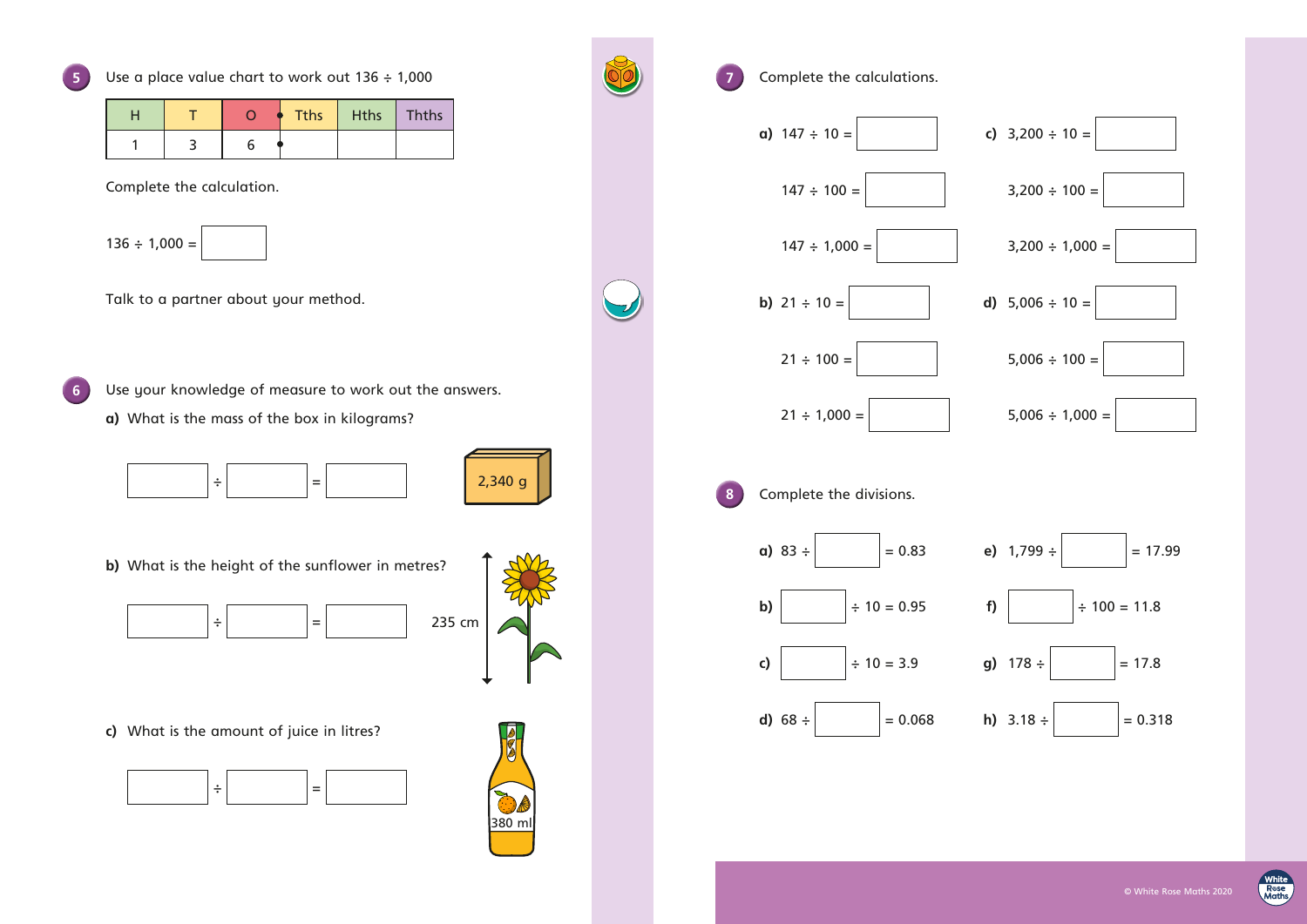**5** Use a place value chart to work out $136 \div 1{,}000$

| H | T | O | Tths | Hths | Thths |
|---|---|---|---|---|---|
| 1 | 3 | 6 | | | |

Complete the calculation.

$136 \div 1{,}000 =$ ☐

Talk to a partner about your method.

**6** Use your knowledge of measure to work out the answers.

**a)** What is the mass of the box in kilograms?

☐ ÷ ☐ = ☐

2,340 g

**b)** What is the height of the sunflower in metres?

☐ ÷ ☐ = ☐

235 cm

**c)** What is the amount of juice in litres?

☐ ÷ ☐ = ☐

380 ml

**7** Complete the calculations.

**a)** $147 \div 10 =$ ☐

$147 \div 100 =$ ☐

$147 \div 1{,}000 =$ ☐

**b)** $21 \div 10 =$ ☐

$21 \div 100 =$ ☐

$21 \div 1{,}000 =$ ☐

**c)** $3{,}200 \div 10 =$ ☐

$3{,}200 \div 100 =$ ☐

$3{,}200 \div 1{,}000 =$ ☐

**d)** $5{,}006 \div 10 =$ ☐

$5{,}006 \div 100 =$ ☐

$5{,}006 \div 1{,}000 =$ ☐

**8** Complete the divisions.

**a)** $83 \div$ ☐ $= 0.83$

**b)** ☐ $\div 10 = 0.95$

**c)** ☐ $\div 10 = 3.9$

**d)** $68 \div$ ☐ $= 0.068$

**e)** $1{,}799 \div$ ☐ $= 17.99$

**f)** ☐ $\div 100 = 11.8$

**g)** $178 \div$ ☐ $= 17.8$

**h)** $3.18 \div$ ☐ $= 0.318$